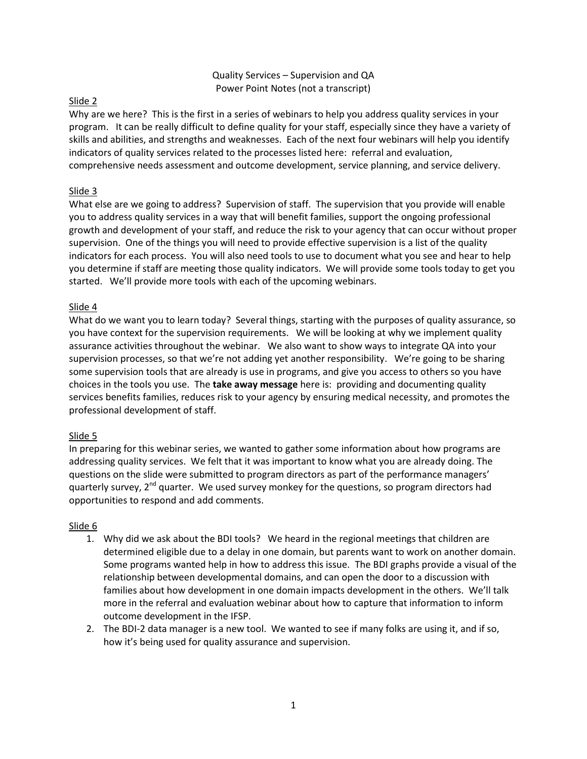Quality Services – Supervision and QA
Power Point Notes (not a transcript)

Slide 2

Why are we here? This is the first in a series of webinars to help you address quality services in your program. It can be really difficult to define quality for your staff, especially since they have a variety of skills and abilities, and strengths and weaknesses. Each of the next four webinars will help you identify indicators of quality services related to the processes listed here: referral and evaluation, comprehensive needs assessment and outcome development, service planning, and service delivery.

Slide 3

What else are we going to address? Supervision of staff. The supervision that you provide will enable you to address quality services in a way that will benefit families, support the ongoing professional growth and development of your staff, and reduce the risk to your agency that can occur without proper supervision. One of the things you will need to provide effective supervision is a list of the quality indicators for each process. You will also need tools to use to document what you see and hear to help you determine if staff are meeting those quality indicators. We will provide some tools today to get you started. We'll provide more tools with each of the upcoming webinars.

Slide 4

What do we want you to learn today? Several things, starting with the purposes of quality assurance, so you have context for the supervision requirements. We will be looking at why we implement quality assurance activities throughout the webinar. We also want to show ways to integrate QA into your supervision processes, so that we're not adding yet another responsibility. We're going to be sharing some supervision tools that are already is use in programs, and give you access to others so you have choices in the tools you use. The **take away message** here is: providing and documenting quality services benefits families, reduces risk to your agency by ensuring medical necessity, and promotes the professional development of staff.

Slide 5

In preparing for this webinar series, we wanted to gather some information about how programs are addressing quality services. We felt that it was important to know what you are already doing. The questions on the slide were submitted to program directors as part of the performance managers' quarterly survey, 2nd quarter. We used survey monkey for the questions, so program directors had opportunities to respond and add comments.

Slide 6

1. Why did we ask about the BDI tools? We heard in the regional meetings that children are determined eligible due to a delay in one domain, but parents want to work on another domain. Some programs wanted help in how to address this issue. The BDI graphs provide a visual of the relationship between developmental domains, and can open the door to a discussion with families about how development in one domain impacts development in the others. We'll talk more in the referral and evaluation webinar about how to capture that information to inform outcome development in the IFSP.
2. The BDI-2 data manager is a new tool. We wanted to see if many folks are using it, and if so, how it's being used for quality assurance and supervision.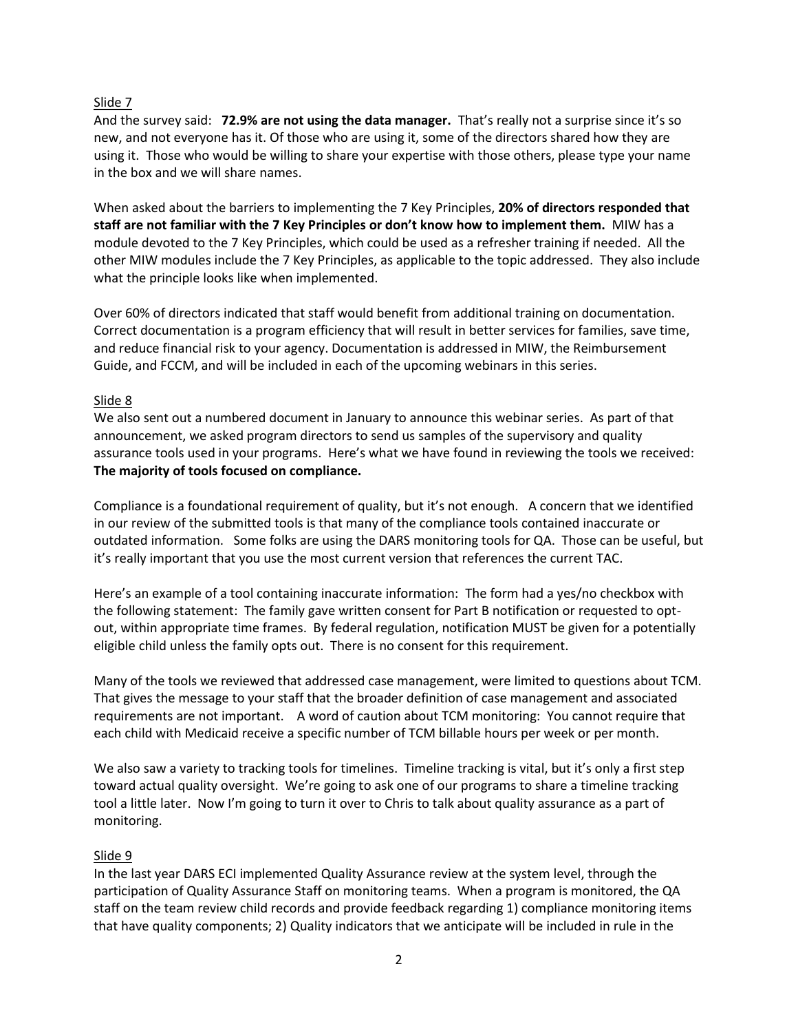Slide 7

And the survey said: **72.9% are not using the data manager.** That's really not a surprise since it's so new, and not everyone has it. Of those who are using it, some of the directors shared how they are using it. Those who would be willing to share your expertise with those others, please type your name in the box and we will share names.

When asked about the barriers to implementing the 7 Key Principles, **20% of directors responded that staff are not familiar with the 7 Key Principles or don't know how to implement them.** MIW has a module devoted to the 7 Key Principles, which could be used as a refresher training if needed. All the other MIW modules include the 7 Key Principles, as applicable to the topic addressed. They also include what the principle looks like when implemented.

Over 60% of directors indicated that staff would benefit from additional training on documentation. Correct documentation is a program efficiency that will result in better services for families, save time, and reduce financial risk to your agency. Documentation is addressed in MIW, the Reimbursement Guide, and FCCM, and will be included in each of the upcoming webinars in this series.

Slide 8

We also sent out a numbered document in January to announce this webinar series. As part of that announcement, we asked program directors to send us samples of the supervisory and quality assurance tools used in your programs. Here's what we have found in reviewing the tools we received: **The majority of tools focused on compliance.**

Compliance is a foundational requirement of quality, but it's not enough. A concern that we identified in our review of the submitted tools is that many of the compliance tools contained inaccurate or outdated information. Some folks are using the DARS monitoring tools for QA. Those can be useful, but it's really important that you use the most current version that references the current TAC.

Here's an example of a tool containing inaccurate information: The form had a yes/no checkbox with the following statement: The family gave written consent for Part B notification or requested to opt-out, within appropriate time frames. By federal regulation, notification MUST be given for a potentially eligible child unless the family opts out. There is no consent for this requirement.

Many of the tools we reviewed that addressed case management, were limited to questions about TCM. That gives the message to your staff that the broader definition of case management and associated requirements are not important. A word of caution about TCM monitoring: You cannot require that each child with Medicaid receive a specific number of TCM billable hours per week or per month.

We also saw a variety to tracking tools for timelines. Timeline tracking is vital, but it's only a first step toward actual quality oversight. We're going to ask one of our programs to share a timeline tracking tool a little later. Now I'm going to turn it over to Chris to talk about quality assurance as a part of monitoring.

Slide 9

In the last year DARS ECI implemented Quality Assurance review at the system level, through the participation of Quality Assurance Staff on monitoring teams. When a program is monitored, the QA staff on the team review child records and provide feedback regarding 1) compliance monitoring items that have quality components; 2) Quality indicators that we anticipate will be included in rule in the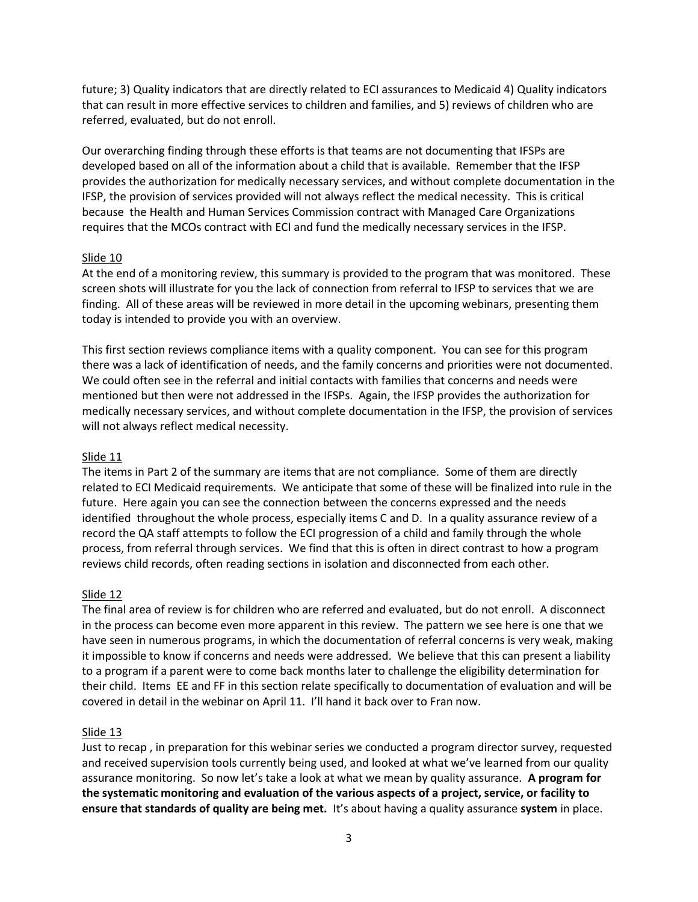future; 3) Quality indicators that are directly related to ECI assurances to Medicaid 4) Quality indicators that can result in more effective services to children and families, and 5) reviews of children who are referred, evaluated, but do not enroll.

Our overarching finding through these efforts is that teams are not documenting that IFSPs are developed based on all of the information about a child that is available. Remember that the IFSP provides the authorization for medically necessary services, and without complete documentation in the IFSP, the provision of services provided will not always reflect the medical necessity. This is critical because the Health and Human Services Commission contract with Managed Care Organizations requires that the MCOs contract with ECI and fund the medically necessary services in the IFSP.

Slide 10

At the end of a monitoring review, this summary is provided to the program that was monitored. These screen shots will illustrate for you the lack of connection from referral to IFSP to services that we are finding. All of these areas will be reviewed in more detail in the upcoming webinars, presenting them today is intended to provide you with an overview.

This first section reviews compliance items with a quality component. You can see for this program there was a lack of identification of needs, and the family concerns and priorities were not documented. We could often see in the referral and initial contacts with families that concerns and needs were mentioned but then were not addressed in the IFSPs. Again, the IFSP provides the authorization for medically necessary services, and without complete documentation in the IFSP, the provision of services will not always reflect medical necessity.

Slide 11

The items in Part 2 of the summary are items that are not compliance. Some of them are directly related to ECI Medicaid requirements. We anticipate that some of these will be finalized into rule in the future. Here again you can see the connection between the concerns expressed and the needs identified throughout the whole process, especially items C and D. In a quality assurance review of a record the QA staff attempts to follow the ECI progression of a child and family through the whole process, from referral through services. We find that this is often in direct contrast to how a program reviews child records, often reading sections in isolation and disconnected from each other.

Slide 12

The final area of review is for children who are referred and evaluated, but do not enroll. A disconnect in the process can become even more apparent in this review. The pattern we see here is one that we have seen in numerous programs, in which the documentation of referral concerns is very weak, making it impossible to know if concerns and needs were addressed. We believe that this can present a liability to a program if a parent were to come back months later to challenge the eligibility determination for their child. Items EE and FF in this section relate specifically to documentation of evaluation and will be covered in detail in the webinar on April 11. I'll hand it back over to Fran now.

Slide 13

Just to recap , in preparation for this webinar series we conducted a program director survey, requested and received supervision tools currently being used, and looked at what we've learned from our quality assurance monitoring. So now let's take a look at what we mean by quality assurance. **A program for the systematic monitoring and evaluation of the various aspects of a project, service, or facility to ensure that standards of quality are being met.** It's about having a quality assurance **system** in place.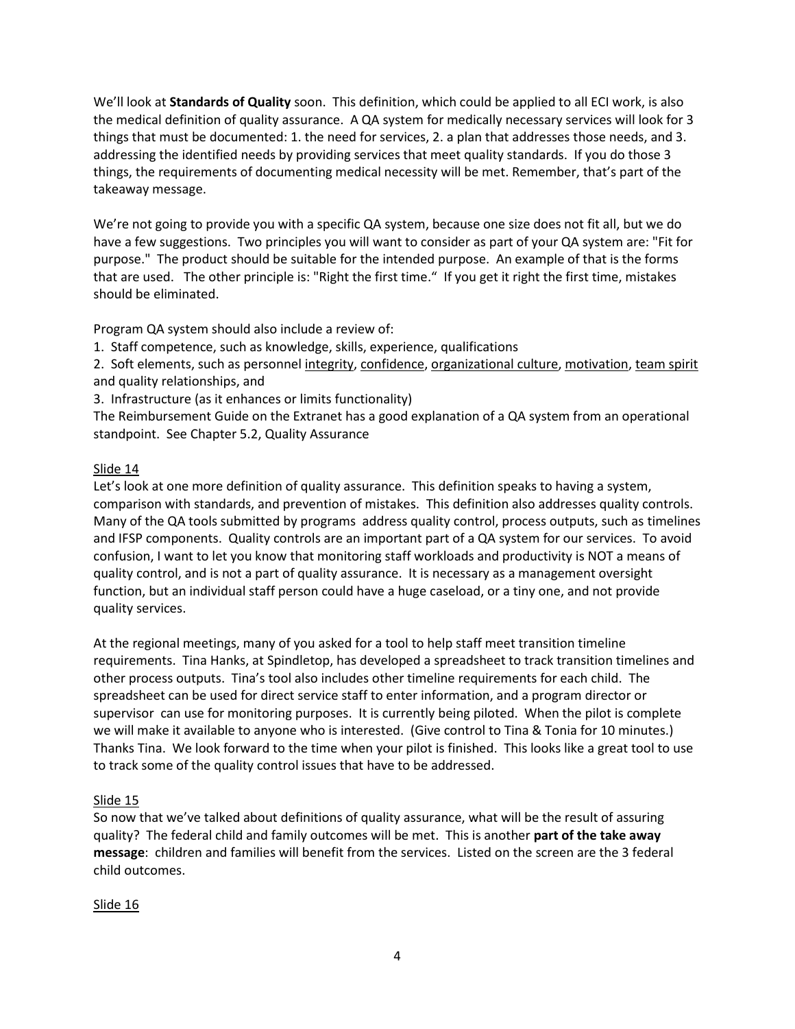We'll look at **Standards of Quality** soon. This definition, which could be applied to all ECI work, is also the medical definition of quality assurance. A QA system for medically necessary services will look for 3 things that must be documented: 1. the need for services, 2. a plan that addresses those needs, and 3. addressing the identified needs by providing services that meet quality standards. If you do those 3 things, the requirements of documenting medical necessity will be met. Remember, that's part of the takeaway message.

We're not going to provide you with a specific QA system, because one size does not fit all, but we do have a few suggestions. Two principles you will want to consider as part of your QA system are: "Fit for purpose." The product should be suitable for the intended purpose. An example of that is the forms that are used. The other principle is: "Right the first time." If you get it right the first time, mistakes should be eliminated.

Program QA system should also include a review of:

1. Staff competence, such as knowledge, skills, experience, qualifications
2. Soft elements, such as personnel integrity, confidence, organizational culture, motivation, team spirit and quality relationships, and
3. Infrastructure (as it enhances or limits functionality)

The Reimbursement Guide on the Extranet has a good explanation of a QA system from an operational standpoint. See Chapter 5.2, Quality Assurance

Slide 14

Let's look at one more definition of quality assurance. This definition speaks to having a system, comparison with standards, and prevention of mistakes. This definition also addresses quality controls. Many of the QA tools submitted by programs address quality control, process outputs, such as timelines and IFSP components. Quality controls are an important part of a QA system for our services. To avoid confusion, I want to let you know that monitoring staff workloads and productivity is NOT a means of quality control, and is not a part of quality assurance. It is necessary as a management oversight function, but an individual staff person could have a huge caseload, or a tiny one, and not provide quality services.

At the regional meetings, many of you asked for a tool to help staff meet transition timeline requirements. Tina Hanks, at Spindletop, has developed a spreadsheet to track transition timelines and other process outputs. Tina's tool also includes other timeline requirements for each child. The spreadsheet can be used for direct service staff to enter information, and a program director or supervisor can use for monitoring purposes. It is currently being piloted. When the pilot is complete we will make it available to anyone who is interested. (Give control to Tina & Tonia for 10 minutes.) Thanks Tina. We look forward to the time when your pilot is finished. This looks like a great tool to use to track some of the quality control issues that have to be addressed.

Slide 15

So now that we've talked about definitions of quality assurance, what will be the result of assuring quality? The federal child and family outcomes will be met. This is another **part of the take away message**: children and families will benefit from the services. Listed on the screen are the 3 federal child outcomes.

Slide 16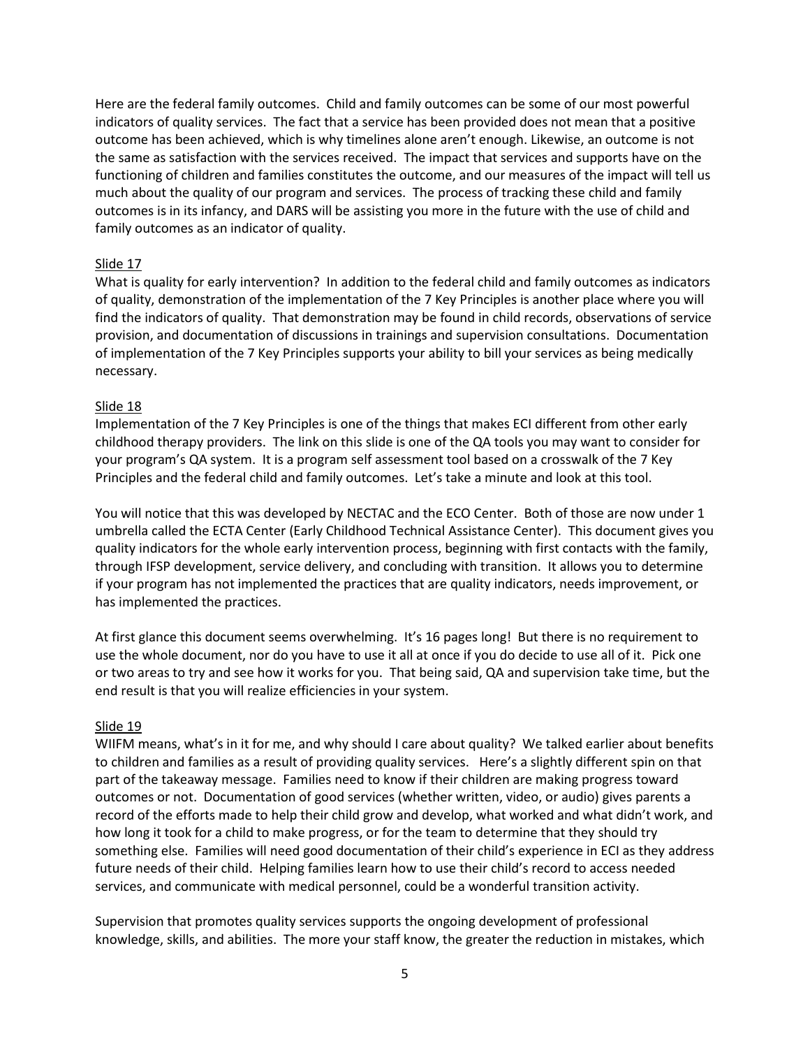Here are the federal family outcomes. Child and family outcomes can be some of our most powerful indicators of quality services. The fact that a service has been provided does not mean that a positive outcome has been achieved, which is why timelines alone aren't enough. Likewise, an outcome is not the same as satisfaction with the services received. The impact that services and supports have on the functioning of children and families constitutes the outcome, and our measures of the impact will tell us much about the quality of our program and services. The process of tracking these child and family outcomes is in its infancy, and DARS will be assisting you more in the future with the use of child and family outcomes as an indicator of quality.

Slide 17

What is quality for early intervention? In addition to the federal child and family outcomes as indicators of quality, demonstration of the implementation of the 7 Key Principles is another place where you will find the indicators of quality. That demonstration may be found in child records, observations of service provision, and documentation of discussions in trainings and supervision consultations. Documentation of implementation of the 7 Key Principles supports your ability to bill your services as being medically necessary.

Slide 18

Implementation of the 7 Key Principles is one of the things that makes ECI different from other early childhood therapy providers. The link on this slide is one of the QA tools you may want to consider for your program's QA system. It is a program self assessment tool based on a crosswalk of the 7 Key Principles and the federal child and family outcomes. Let's take a minute and look at this tool.

You will notice that this was developed by NECTAC and the ECO Center. Both of those are now under 1 umbrella called the ECTA Center (Early Childhood Technical Assistance Center). This document gives you quality indicators for the whole early intervention process, beginning with first contacts with the family, through IFSP development, service delivery, and concluding with transition. It allows you to determine if your program has not implemented the practices that are quality indicators, needs improvement, or has implemented the practices.

At first glance this document seems overwhelming. It's 16 pages long! But there is no requirement to use the whole document, nor do you have to use it all at once if you do decide to use all of it. Pick one or two areas to try and see how it works for you. That being said, QA and supervision take time, but the end result is that you will realize efficiencies in your system.

Slide 19

WIIFM means, what's in it for me, and why should I care about quality? We talked earlier about benefits to children and families as a result of providing quality services. Here's a slightly different spin on that part of the takeaway message. Families need to know if their children are making progress toward outcomes or not. Documentation of good services (whether written, video, or audio) gives parents a record of the efforts made to help their child grow and develop, what worked and what didn't work, and how long it took for a child to make progress, or for the team to determine that they should try something else. Families will need good documentation of their child's experience in ECI as they address future needs of their child. Helping families learn how to use their child's record to access needed services, and communicate with medical personnel, could be a wonderful transition activity.

Supervision that promotes quality services supports the ongoing development of professional knowledge, skills, and abilities. The more your staff know, the greater the reduction in mistakes, which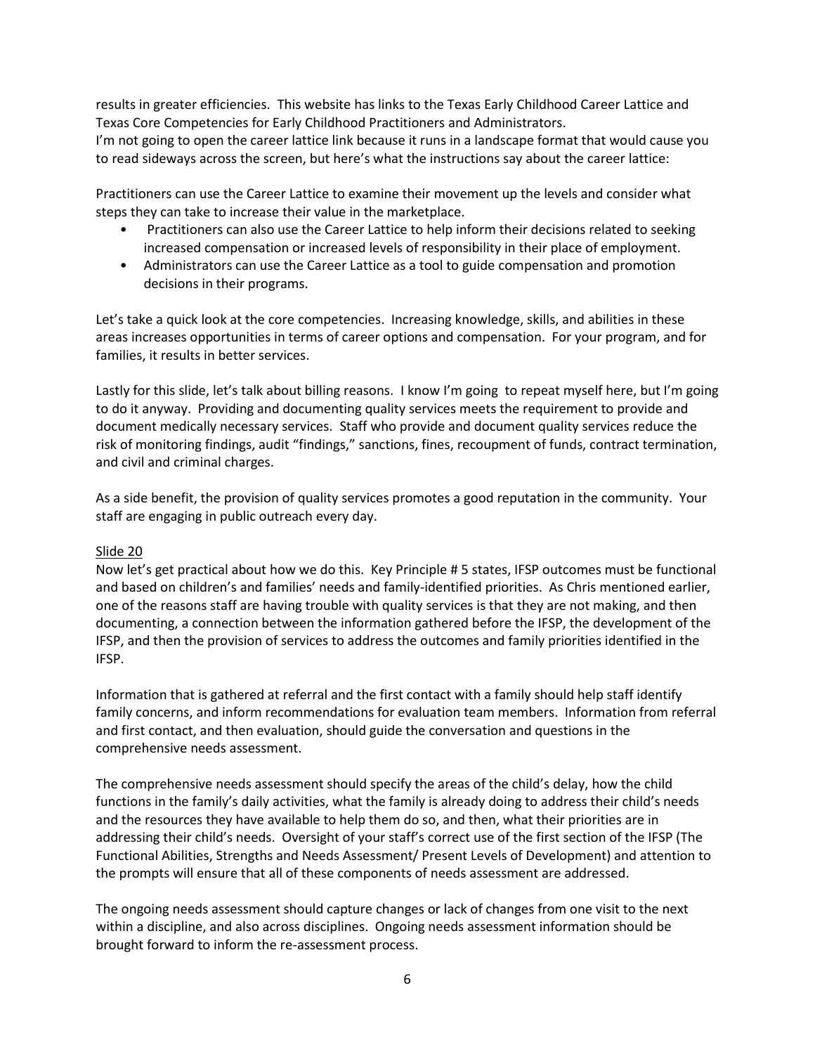results in greater efficiencies. This website has links to the Texas Early Childhood Career Lattice and Texas Core Competencies for Early Childhood Practitioners and Administrators.
I'm not going to open the career lattice link because it runs in a landscape format that would cause you to read sideways across the screen, but here's what the instructions say about the career lattice:

Practitioners can use the Career Lattice to examine their movement up the levels and consider what steps they can take to increase their value in the marketplace.

- Practitioners can also use the Career Lattice to help inform their decisions related to seeking increased compensation or increased levels of responsibility in their place of employment.
- Administrators can use the Career Lattice as a tool to guide compensation and promotion decisions in their programs.

Let's take a quick look at the core competencies. Increasing knowledge, skills, and abilities in these areas increases opportunities in terms of career options and compensation. For your program, and for families, it results in better services.

Lastly for this slide, let's talk about billing reasons. I know I'm going to repeat myself here, but I'm going to do it anyway. Providing and documenting quality services meets the requirement to provide and document medically necessary services. Staff who provide and document quality services reduce the risk of monitoring findings, audit "findings," sanctions, fines, recoupment of funds, contract termination, and civil and criminal charges.

As a side benefit, the provision of quality services promotes a good reputation in the community. Your staff are engaging in public outreach every day.

Slide 20

Now let's get practical about how we do this. Key Principle # 5 states, IFSP outcomes must be functional and based on children's and families' needs and family-identified priorities. As Chris mentioned earlier, one of the reasons staff are having trouble with quality services is that they are not making, and then documenting, a connection between the information gathered before the IFSP, the development of the IFSP, and then the provision of services to address the outcomes and family priorities identified in the IFSP.

Information that is gathered at referral and the first contact with a family should help staff identify family concerns, and inform recommendations for evaluation team members. Information from referral and first contact, and then evaluation, should guide the conversation and questions in the comprehensive needs assessment.

The comprehensive needs assessment should specify the areas of the child's delay, how the child functions in the family's daily activities, what the family is already doing to address their child's needs and the resources they have available to help them do so, and then, what their priorities are in addressing their child's needs. Oversight of your staff's correct use of the first section of the IFSP (The Functional Abilities, Strengths and Needs Assessment/ Present Levels of Development) and attention to the prompts will ensure that all of these components of needs assessment are addressed.

The ongoing needs assessment should capture changes or lack of changes from one visit to the next within a discipline, and also across disciplines. Ongoing needs assessment information should be brought forward to inform the re-assessment process.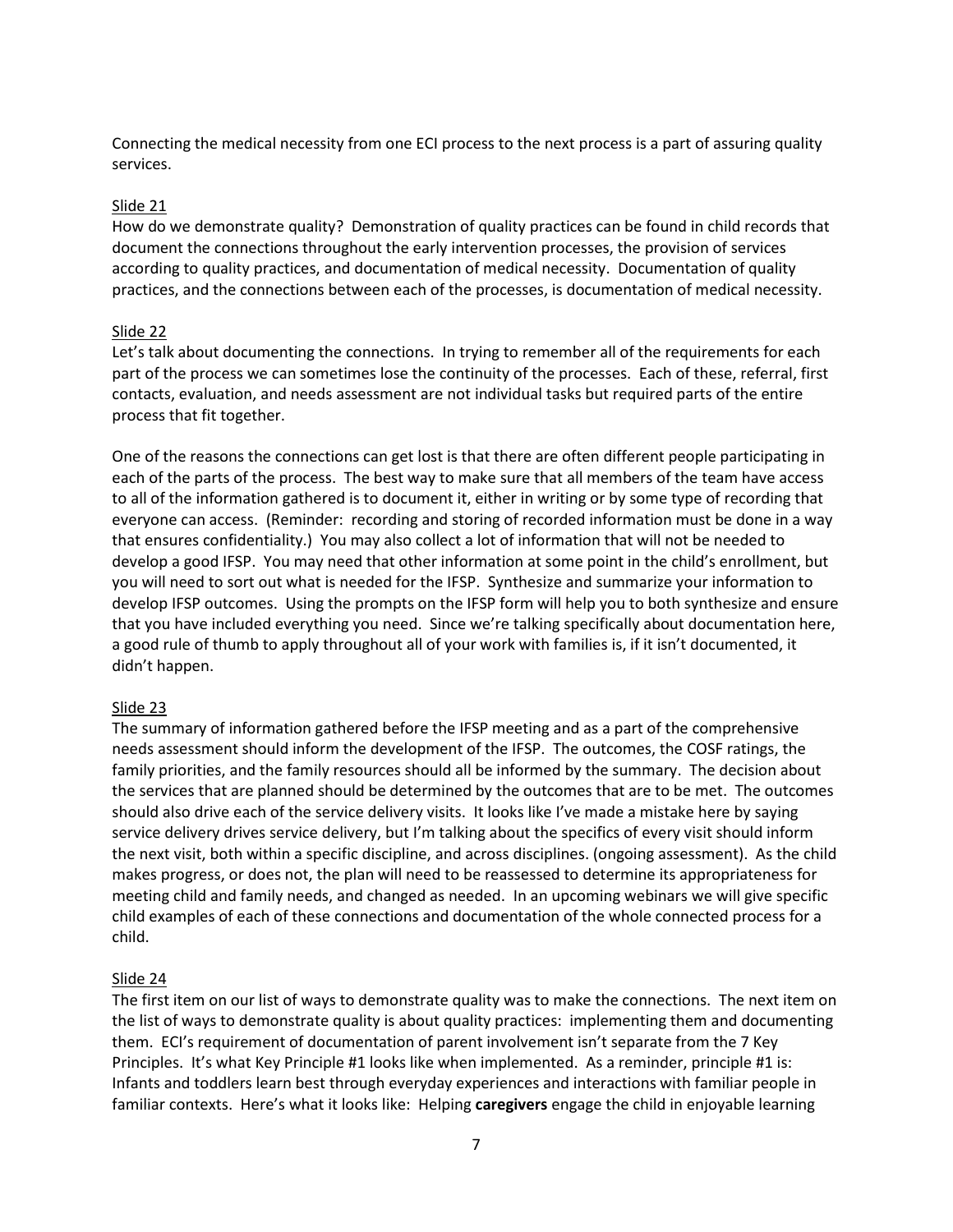Connecting the medical necessity from one ECI process to the next process is a part of assuring quality services.

Slide 21

How do we demonstrate quality? Demonstration of quality practices can be found in child records that document the connections throughout the early intervention processes, the provision of services according to quality practices, and documentation of medical necessity. Documentation of quality practices, and the connections between each of the processes, is documentation of medical necessity.

Slide 22

Let's talk about documenting the connections. In trying to remember all of the requirements for each part of the process we can sometimes lose the continuity of the processes. Each of these, referral, first contacts, evaluation, and needs assessment are not individual tasks but required parts of the entire process that fit together.

One of the reasons the connections can get lost is that there are often different people participating in each of the parts of the process. The best way to make sure that all members of the team have access to all of the information gathered is to document it, either in writing or by some type of recording that everyone can access. (Reminder: recording and storing of recorded information must be done in a way that ensures confidentiality.) You may also collect a lot of information that will not be needed to develop a good IFSP. You may need that other information at some point in the child's enrollment, but you will need to sort out what is needed for the IFSP. Synthesize and summarize your information to develop IFSP outcomes. Using the prompts on the IFSP form will help you to both synthesize and ensure that you have included everything you need. Since we're talking specifically about documentation here, a good rule of thumb to apply throughout all of your work with families is, if it isn't documented, it didn't happen.

Slide 23

The summary of information gathered before the IFSP meeting and as a part of the comprehensive needs assessment should inform the development of the IFSP. The outcomes, the COSF ratings, the family priorities, and the family resources should all be informed by the summary. The decision about the services that are planned should be determined by the outcomes that are to be met. The outcomes should also drive each of the service delivery visits. It looks like I've made a mistake here by saying service delivery drives service delivery, but I'm talking about the specifics of every visit should inform the next visit, both within a specific discipline, and across disciplines. (ongoing assessment). As the child makes progress, or does not, the plan will need to be reassessed to determine its appropriateness for meeting child and family needs, and changed as needed. In an upcoming webinars we will give specific child examples of each of these connections and documentation of the whole connected process for a child.

Slide 24

The first item on our list of ways to demonstrate quality was to make the connections. The next item on the list of ways to demonstrate quality is about quality practices: implementing them and documenting them. ECI's requirement of documentation of parent involvement isn't separate from the 7 Key Principles. It's what Key Principle #1 looks like when implemented. As a reminder, principle #1 is: Infants and toddlers learn best through everyday experiences and interactions with familiar people in familiar contexts. Here's what it looks like: Helping **caregivers** engage the child in enjoyable learning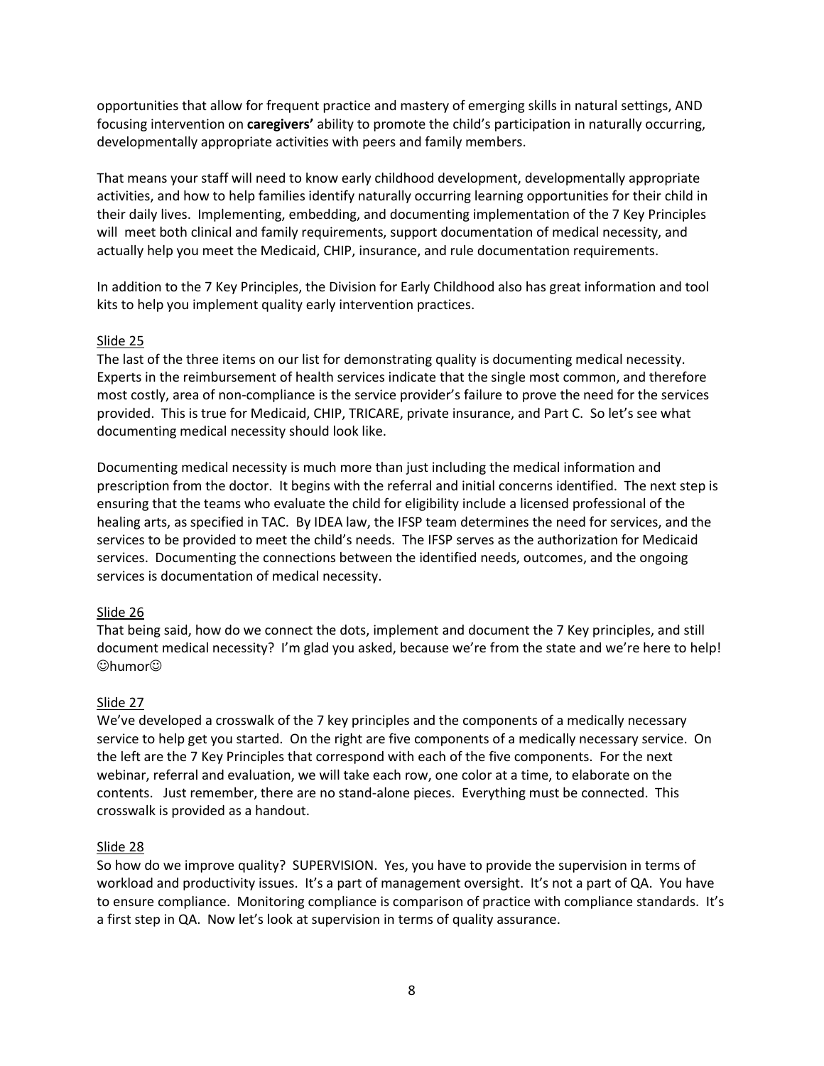opportunities that allow for frequent practice and mastery of emerging skills in natural settings, AND focusing intervention on **caregivers'** ability to promote the child's participation in naturally occurring, developmentally appropriate activities with peers and family members.

That means your staff will need to know early childhood development, developmentally appropriate activities, and how to help families identify naturally occurring learning opportunities for their child in their daily lives. Implementing, embedding, and documenting implementation of the 7 Key Principles will meet both clinical and family requirements, support documentation of medical necessity, and actually help you meet the Medicaid, CHIP, insurance, and rule documentation requirements.

In addition to the 7 Key Principles, the Division for Early Childhood also has great information and tool kits to help you implement quality early intervention practices.

Slide 25

The last of the three items on our list for demonstrating quality is documenting medical necessity. Experts in the reimbursement of health services indicate that the single most common, and therefore most costly, area of non-compliance is the service provider's failure to prove the need for the services provided. This is true for Medicaid, CHIP, TRICARE, private insurance, and Part C. So let's see what documenting medical necessity should look like.

Documenting medical necessity is much more than just including the medical information and prescription from the doctor. It begins with the referral and initial concerns identified. The next step is ensuring that the teams who evaluate the child for eligibility include a licensed professional of the healing arts, as specified in TAC. By IDEA law, the IFSP team determines the need for services, and the services to be provided to meet the child's needs. The IFSP serves as the authorization for Medicaid services. Documenting the connections between the identified needs, outcomes, and the ongoing services is documentation of medical necessity.

Slide 26

That being said, how do we connect the dots, implement and document the 7 Key principles, and still document medical necessity? I'm glad you asked, because we're from the state and we're here to help! ☺humor☺

Slide 27

We've developed a crosswalk of the 7 key principles and the components of a medically necessary service to help get you started. On the right are five components of a medically necessary service. On the left are the 7 Key Principles that correspond with each of the five components. For the next webinar, referral and evaluation, we will take each row, one color at a time, to elaborate on the contents. Just remember, there are no stand-alone pieces. Everything must be connected. This crosswalk is provided as a handout.

Slide 28

So how do we improve quality? SUPERVISION. Yes, you have to provide the supervision in terms of workload and productivity issues. It's a part of management oversight. It's not a part of QA. You have to ensure compliance. Monitoring compliance is comparison of practice with compliance standards. It's a first step in QA. Now let's look at supervision in terms of quality assurance.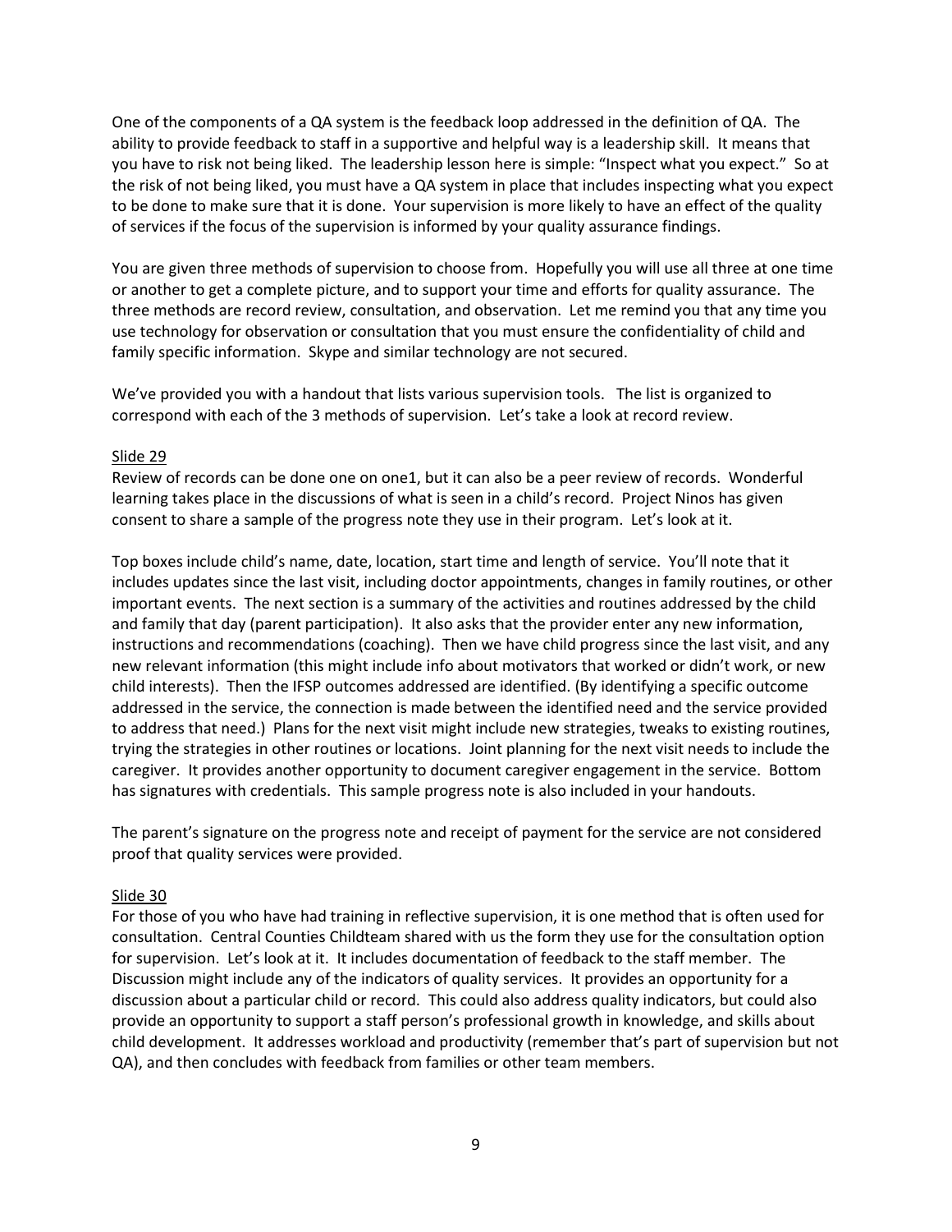One of the components of a QA system is the feedback loop addressed in the definition of QA. The ability to provide feedback to staff in a supportive and helpful way is a leadership skill. It means that you have to risk not being liked. The leadership lesson here is simple: "Inspect what you expect." So at the risk of not being liked, you must have a QA system in place that includes inspecting what you expect to be done to make sure that it is done. Your supervision is more likely to have an effect of the quality of services if the focus of the supervision is informed by your quality assurance findings.

You are given three methods of supervision to choose from. Hopefully you will use all three at one time or another to get a complete picture, and to support your time and efforts for quality assurance. The three methods are record review, consultation, and observation. Let me remind you that any time you use technology for observation or consultation that you must ensure the confidentiality of child and family specific information. Skype and similar technology are not secured.

We've provided you with a handout that lists various supervision tools. The list is organized to correspond with each of the 3 methods of supervision. Let's take a look at record review.

Slide 29

Review of records can be done one on one1, but it can also be a peer review of records. Wonderful learning takes place in the discussions of what is seen in a child's record. Project Ninos has given consent to share a sample of the progress note they use in their program. Let's look at it.

Top boxes include child's name, date, location, start time and length of service. You'll note that it includes updates since the last visit, including doctor appointments, changes in family routines, or other important events. The next section is a summary of the activities and routines addressed by the child and family that day (parent participation). It also asks that the provider enter any new information, instructions and recommendations (coaching). Then we have child progress since the last visit, and any new relevant information (this might include info about motivators that worked or didn't work, or new child interests). Then the IFSP outcomes addressed are identified. (By identifying a specific outcome addressed in the service, the connection is made between the identified need and the service provided to address that need.) Plans for the next visit might include new strategies, tweaks to existing routines, trying the strategies in other routines or locations. Joint planning for the next visit needs to include the caregiver. It provides another opportunity to document caregiver engagement in the service. Bottom has signatures with credentials. This sample progress note is also included in your handouts.

The parent's signature on the progress note and receipt of payment for the service are not considered proof that quality services were provided.

Slide 30

For those of you who have had training in reflective supervision, it is one method that is often used for consultation. Central Counties Childteam shared with us the form they use for the consultation option for supervision. Let's look at it. It includes documentation of feedback to the staff member. The Discussion might include any of the indicators of quality services. It provides an opportunity for a discussion about a particular child or record. This could also address quality indicators, but could also provide an opportunity to support a staff person's professional growth in knowledge, and skills about child development. It addresses workload and productivity (remember that's part of supervision but not QA), and then concludes with feedback from families or other team members.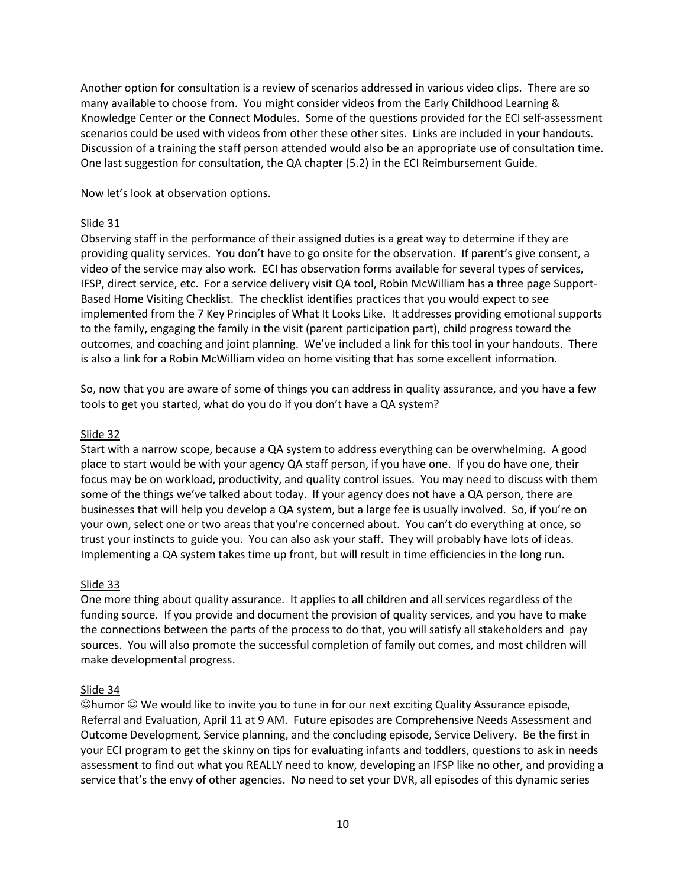Another option for consultation is a review of scenarios addressed in various video clips. There are so many available to choose from. You might consider videos from the Early Childhood Learning & Knowledge Center or the Connect Modules. Some of the questions provided for the ECI self-assessment scenarios could be used with videos from other these other sites. Links are included in your handouts. Discussion of a training the staff person attended would also be an appropriate use of consultation time. One last suggestion for consultation, the QA chapter (5.2) in the ECI Reimbursement Guide.

Now let's look at observation options.

Slide 31

Observing staff in the performance of their assigned duties is a great way to determine if they are providing quality services. You don't have to go onsite for the observation. If parent's give consent, a video of the service may also work. ECI has observation forms available for several types of services, IFSP, direct service, etc. For a service delivery visit QA tool, Robin McWilliam has a three page Support-Based Home Visiting Checklist. The checklist identifies practices that you would expect to see implemented from the 7 Key Principles of What It Looks Like. It addresses providing emotional supports to the family, engaging the family in the visit (parent participation part), child progress toward the outcomes, and coaching and joint planning. We've included a link for this tool in your handouts. There is also a link for a Robin McWilliam video on home visiting that has some excellent information.

So, now that you are aware of some of things you can address in quality assurance, and you have a few tools to get you started, what do you do if you don't have a QA system?

Slide 32

Start with a narrow scope, because a QA system to address everything can be overwhelming. A good place to start would be with your agency QA staff person, if you have one. If you do have one, their focus may be on workload, productivity, and quality control issues. You may need to discuss with them some of the things we've talked about today. If your agency does not have a QA person, there are businesses that will help you develop a QA system, but a large fee is usually involved. So, if you're on your own, select one or two areas that you're concerned about. You can't do everything at once, so trust your instincts to guide you. You can also ask your staff. They will probably have lots of ideas. Implementing a QA system takes time up front, but will result in time efficiencies in the long run.

Slide 33

One more thing about quality assurance. It applies to all children and all services regardless of the funding source. If you provide and document the provision of quality services, and you have to make the connections between the parts of the process to do that, you will satisfy all stakeholders and pay sources. You will also promote the successful completion of family out comes, and most children will make developmental progress.

Slide 34

☺humor ☺ We would like to invite you to tune in for our next exciting Quality Assurance episode, Referral and Evaluation, April 11 at 9 AM. Future episodes are Comprehensive Needs Assessment and Outcome Development, Service planning, and the concluding episode, Service Delivery. Be the first in your ECI program to get the skinny on tips for evaluating infants and toddlers, questions to ask in needs assessment to find out what you REALLY need to know, developing an IFSP like no other, and providing a service that's the envy of other agencies. No need to set your DVR, all episodes of this dynamic series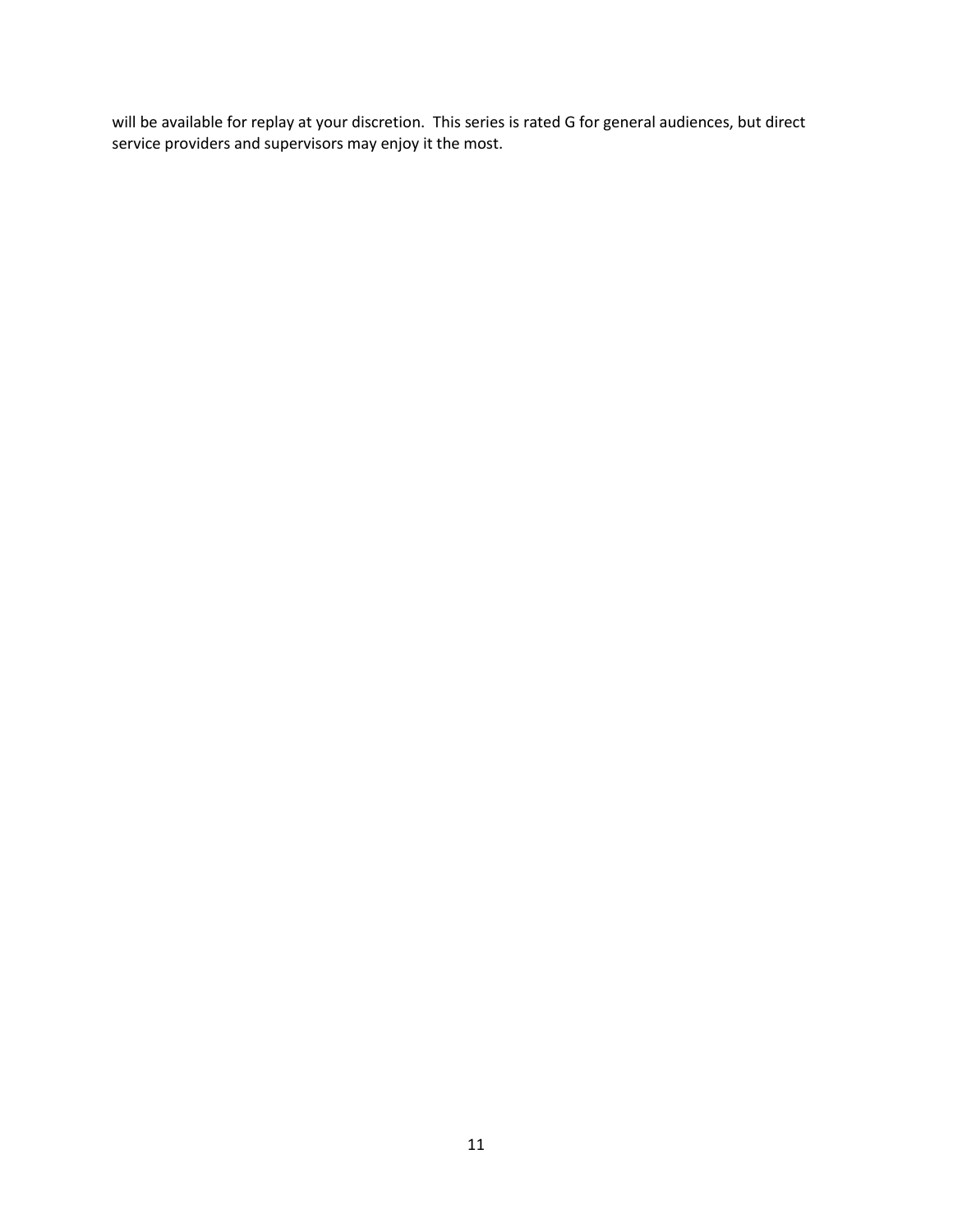will be available for replay at your discretion.  This series is rated G for general audiences, but direct service providers and supervisors may enjoy it the most.